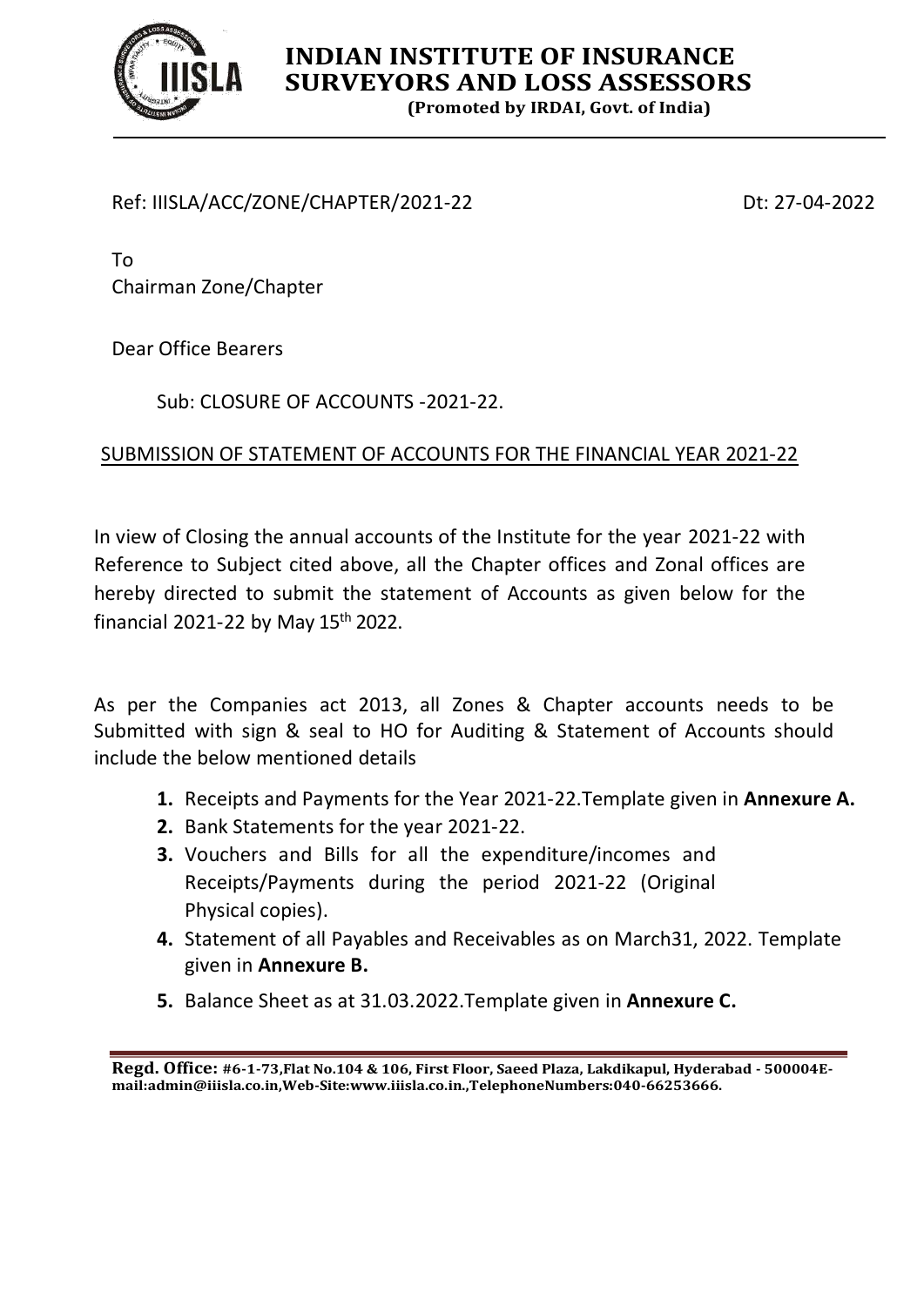# INDIAN INSTITUTE OF INSURANCE SURVEYORS AND LOSS ASSESSORS

**(Promoted by IRDAI, Govt. of India)**

Ref: IIISLA/ACC/ZONE/CHAPTER/2021-22 Dt: 27-04-2022

To
Chairman Zone/Chapter

Dear Office Bearers

Sub: CLOSURE OF ACCOUNTS -2021-22.

SUBMISSION OF STATEMENT OF ACCOUNTS FOR THE FINANCIAL YEAR 2021-22

In view of Closing the annual accounts of the Institute for the year 2021-22 with Reference to Subject cited above, all the Chapter offices and Zonal offices are hereby directed to submit the statement of Accounts as given below for the financial 2021-22 by May 15th 2022.

As per the Companies act 2013, all Zones & Chapter accounts needs to be Submitted with sign & seal to HO for Auditing & Statement of Accounts should include the below mentioned details

1. Receipts and Payments for the Year 2021-22.Template given in **Annexure A.**
2. Bank Statements for the year 2021-22.
3. Vouchers and Bills for all the expenditure/incomes and Receipts/Payments during the period 2021-22 (Original Physical copies).
4. Statement of all Payables and Receivables as on March31, 2022. Template given in **Annexure B.**
5. Balance Sheet as at 31.03.2022.Template given in **Annexure C.**

**Regd. Office:** #6-1-73,Flat No.104 & 106, First Floor, Saeed Plaza, Lakdikapul, Hyderabad - 500004E-mail:admin@iiisla.co.in,Web-Site:www.iiisla.co.in.,TelephoneNumbers:040-66253666.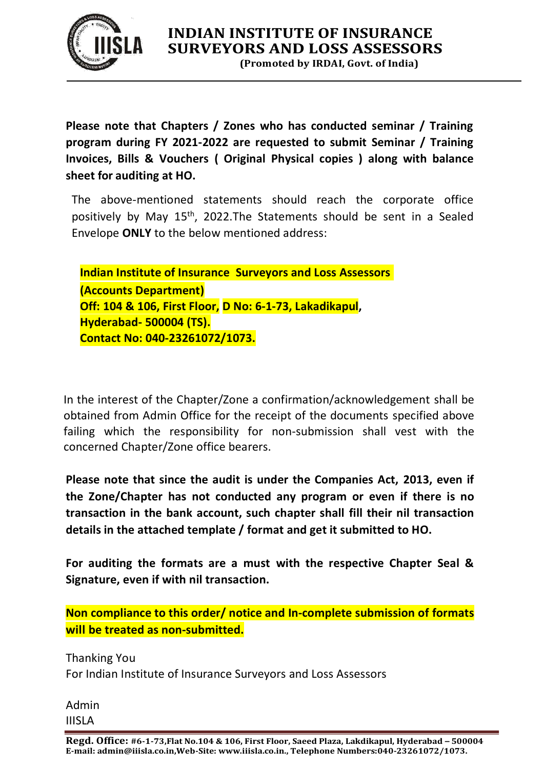**Please note that Chapters / Zones who has conducted seminar / Training program during FY 2021-2022 are requested to submit Seminar / Training Invoices, Bills & Vouchers ( Original Physical copies ) along with balance sheet for auditing at HO.**

The above-mentioned statements should reach the corporate office positively by May 15th, 2022.The Statements should be sent in a Sealed Envelope **ONLY** to the below mentioned address:

**Indian Institute of Insurance Surveyors and Loss Assessors**
**(Accounts Department)**
**Off: 104 & 106, First Floor, D No: 6-1-73, Lakadikapul,**
**Hyderabad- 500004 (TS).**
**Contact No: 040-23261072/1073.**

In the interest of the Chapter/Zone a confirmation/acknowledgement shall be obtained from Admin Office for the receipt of the documents specified above failing which the responsibility for non-submission shall vest with the concerned Chapter/Zone office bearers.

**Please note that since the audit is under the Companies Act, 2013, even if the Zone/Chapter has not conducted any program or even if there is no transaction in the bank account, such chapter shall fill their nil transaction details in the attached template / format and get it submitted to HO.**

**For auditing the formats are a must with the respective Chapter Seal & Signature, even if with nil transaction.**

**Non compliance to this order/ notice and In-complete submission of formats will be treated as non-submitted.**

Thanking You
For Indian Institute of Insurance Surveyors and Loss Assessors

Admin
IIISLA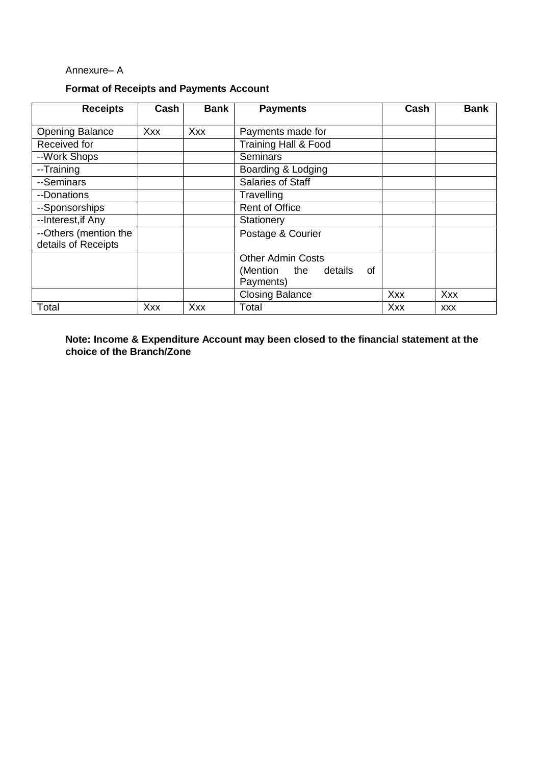Annexure– A

**Format of Receipts and Payments Account**

| **Receipts** | **Cash** | **Bank** | **Payments** | **Cash** | **Bank** |
|---|---|---|---|---|---|
| Opening Balance | Xxx | Xxx | Payments made for | | |
| Received for | | | Training Hall & Food | | |
| --Work Shops | | | Seminars | | |
| --Training | | | Boarding & Lodging | | |
| --Seminars | | | Salaries of Staff | | |
| --Donations | | | Travelling | | |
| --Sponsorships | | | Rent of Office | | |
| --Interest,if Any | | | Stationery | | |
| --Others (mention the details of Receipts | | | Postage & Courier | | |
| | | | Other Admin Costs (Mention the details of Payments) | | |
| | | | Closing Balance | Xxx | Xxx |
| Total | Xxx | Xxx | Total | Xxx | xxx |

**Note: Income & Expenditure Account may been closed to the financial statement at the choice of the Branch/Zone**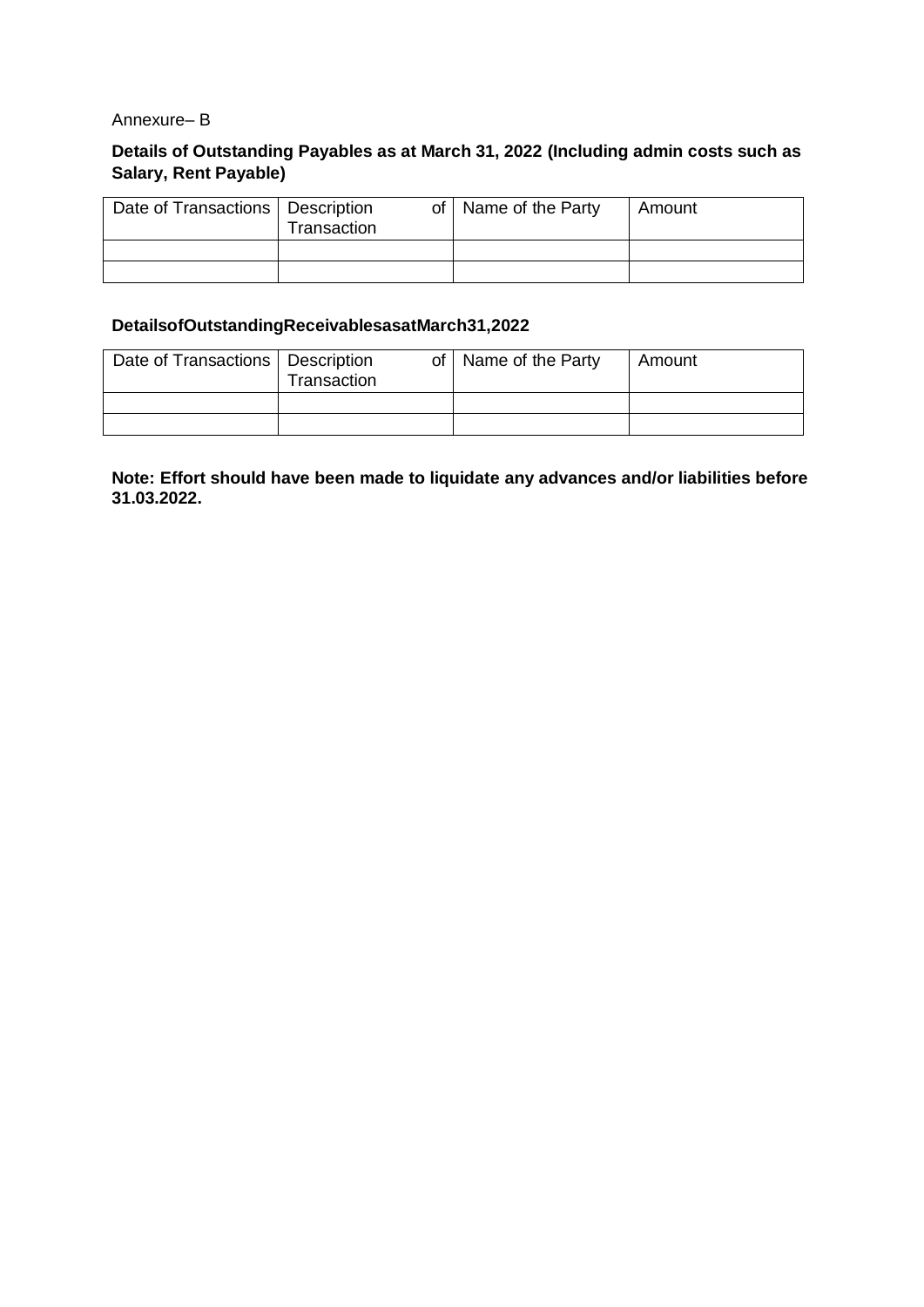Annexure– B

**Details of Outstanding Payables as at March 31, 2022 (Including admin costs such as Salary, Rent Payable)**

| Date of Transactions | Description of Transaction | Name of the Party | Amount |
|---|---|---|---|
| | | | |
| | | | |

**DetailsofOutstandingReceivablesasatMarch31,2022**

| Date of Transactions | Description of Transaction | Name of the Party | Amount |
|---|---|---|---|
| | | | |
| | | | |

**Note: Effort should have been made to liquidate any advances and/or liabilities before 31.03.2022.**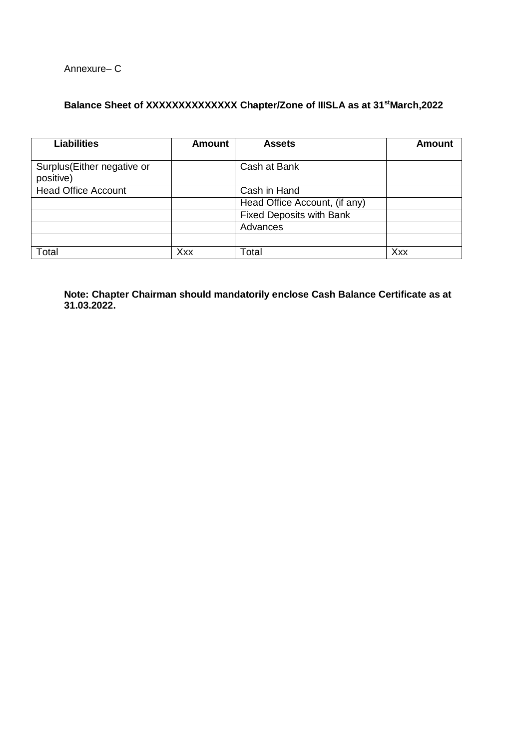Annexure– C

**Balance Sheet of XXXXXXXXXXXXXX Chapter/Zone of IIISLA as at 31st March,2022**

| Liabilities | Amount | Assets | Amount |
|---|---|---|---|
| Surplus(Either negative or positive) | | Cash at Bank | |
| Head Office Account | | Cash in Hand | |
| | | Head Office Account, (if any) | |
| | | Fixed Deposits with Bank | |
| | | Advances | |
| | | | |
| Total | Xxx | Total | Xxx |

**Note: Chapter Chairman should mandatorily enclose Cash Balance Certificate as at 31.03.2022.**